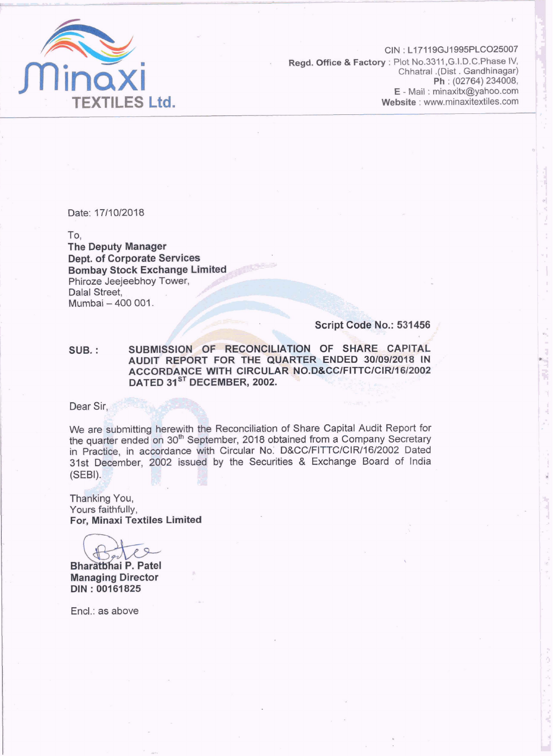**Minaxi TEXTILES Ltd.**

CIN : L17119GJ1995PLCO25007
**Regd. Office & Factory** : Plot No.3311,G.I.D.C.Phase IV,
Chhatral .(Dist . Gandhinagar)
**Ph** : (02764) 234008,
**E** - Mail : minaxitx@yahoo.com
**Website** : www.minaxitextiles.com

Date: 17/10/2018

To,
**The Deputy Manager**
**Dept. of Corporate Services**
**Bombay Stock Exchange Limited**
Phiroze Jeejeebhoy Tower,
Dalal Street,
Mumbai – 400 001.

**Script Code No.: 531456**

**SUB. : SUBMISSION OF RECONCILIATION OF SHARE CAPITAL AUDIT REPORT FOR THE QUARTER ENDED 30/09/2018 IN ACCORDANCE WITH CIRCULAR NO.D&CC/FITTC/CIR/16/2002 DATED 31ST DECEMBER, 2002.**

Dear Sir,

We are submitting herewith the Reconciliation of Share Capital Audit Report for the quarter ended on 30th September, 2018 obtained from a Company Secretary in Practice, in accordance with Circular No. D&CC/FITTC/CIR/16/2002 Dated 31st December, 2002 issued by the Securities & Exchange Board of India (SEBI).

Thanking You,
Yours faithfully,
**For, Minaxi Textiles Limited**

**Bharatbhai P. Patel**
**Managing Director**
**DIN : 00161825**

Encl.: as above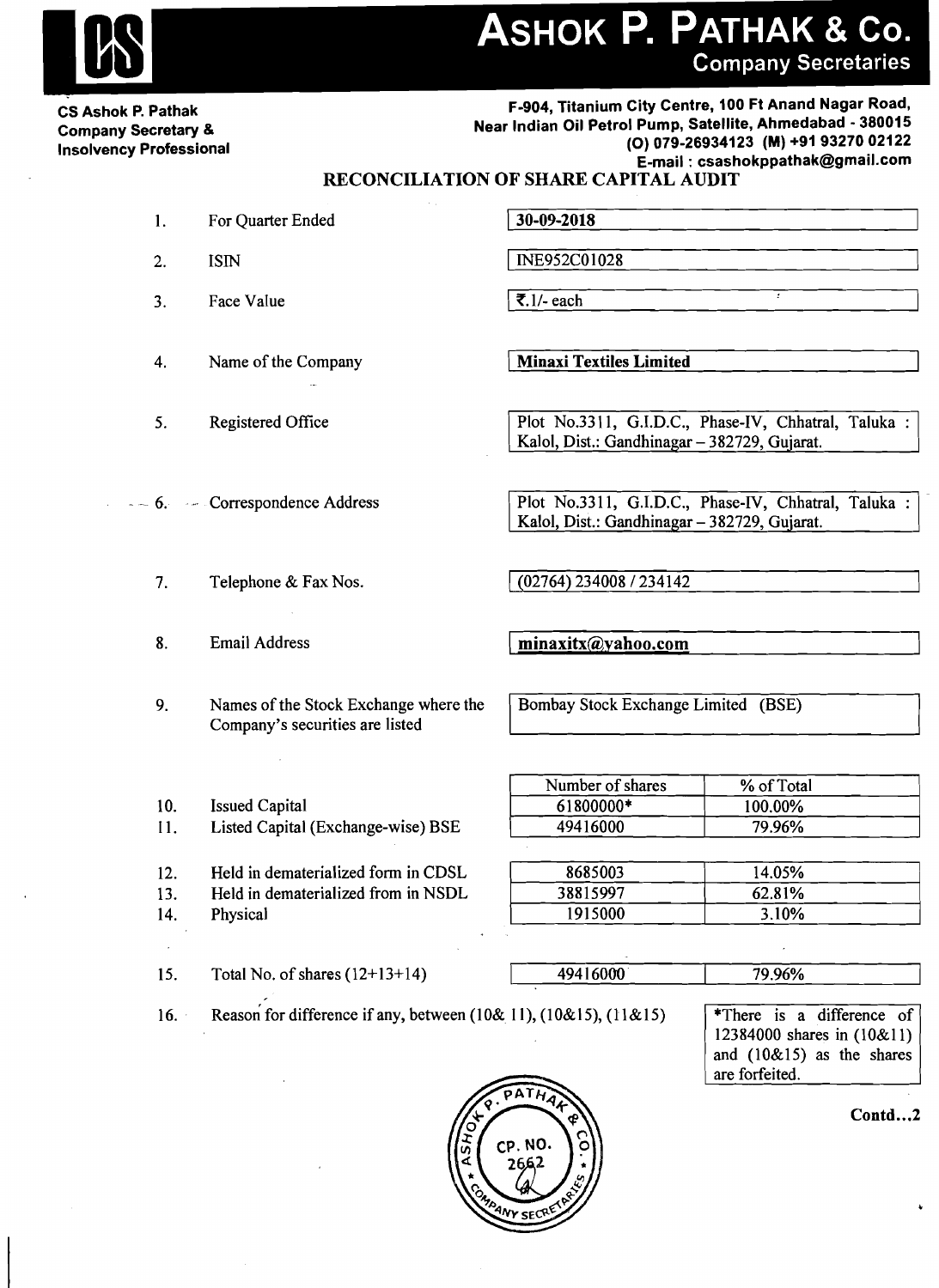# ASHOK P. PATHAK & Co.

**Company Secretaries**

**CS Ashok P. Pathak**
**Company Secretary &**
**Insolvency Professional**

**F-904, Titanium City Centre, 100 Ft Anand Nagar Road,**
**Near Indian Oil Petrol Pump, Satellite, Ahmedabad - 380015**
**(O) 079-26934123 (M) +91 93270 02122**
**E-mail : csashokppathak@gmail.com**

## RECONCILIATION OF SHARE CAPITAL AUDIT

| | | |
|---|---|---|
| 1. | For Quarter Ended | **30-09-2018** |
| 2. | ISIN | INE952C01028 |
| 3. | Face Value | ₹.1/- each |
| 4. | Name of the Company | **Minaxi Textiles Limited** |
| 5. | Registered Office | Plot No.3311, G.I.D.C., Phase-IV, Chhatral, Taluka : Kalol, Dist.: Gandhinagar – 382729, Gujarat. |
| 6. | Correspondence Address | Plot No.3311, G.I.D.C., Phase-IV, Chhatral, Taluka : Kalol, Dist.: Gandhinagar – 382729, Gujarat. |
| 7. | Telephone & Fax Nos. | (02764) 234008 / 234142 |
| 8. | Email Address | **minaxitx@yahoo.com** |
| 9. | Names of the Stock Exchange where the Company's securities are listed | Bombay Stock Exchange Limited (BSE) |

| | | Number of shares | % of Total |
|---|---|---|---|
| 10. | Issued Capital | 61800000* | 100.00% |
| 11. | Listed Capital (Exchange-wise) BSE | 49416000 | 79.96% |
| 12. | Held in dematerialized form in CDSL | 8685003 | 14.05% |
| 13. | Held in dematerialized from in NSDL | 38815997 | 62.81% |
| 14. | Physical | 1915000 | 3.10% |
| 15. | Total No. of shares (12+13+14) | 49416000 | 79.96% |

16. Reason for difference if any, between (10& 11), (10&15), (11&15)

*There is a difference of 12384000 shares in (10&11) and (10&15) as the shares are forfeited.

**Contd...2**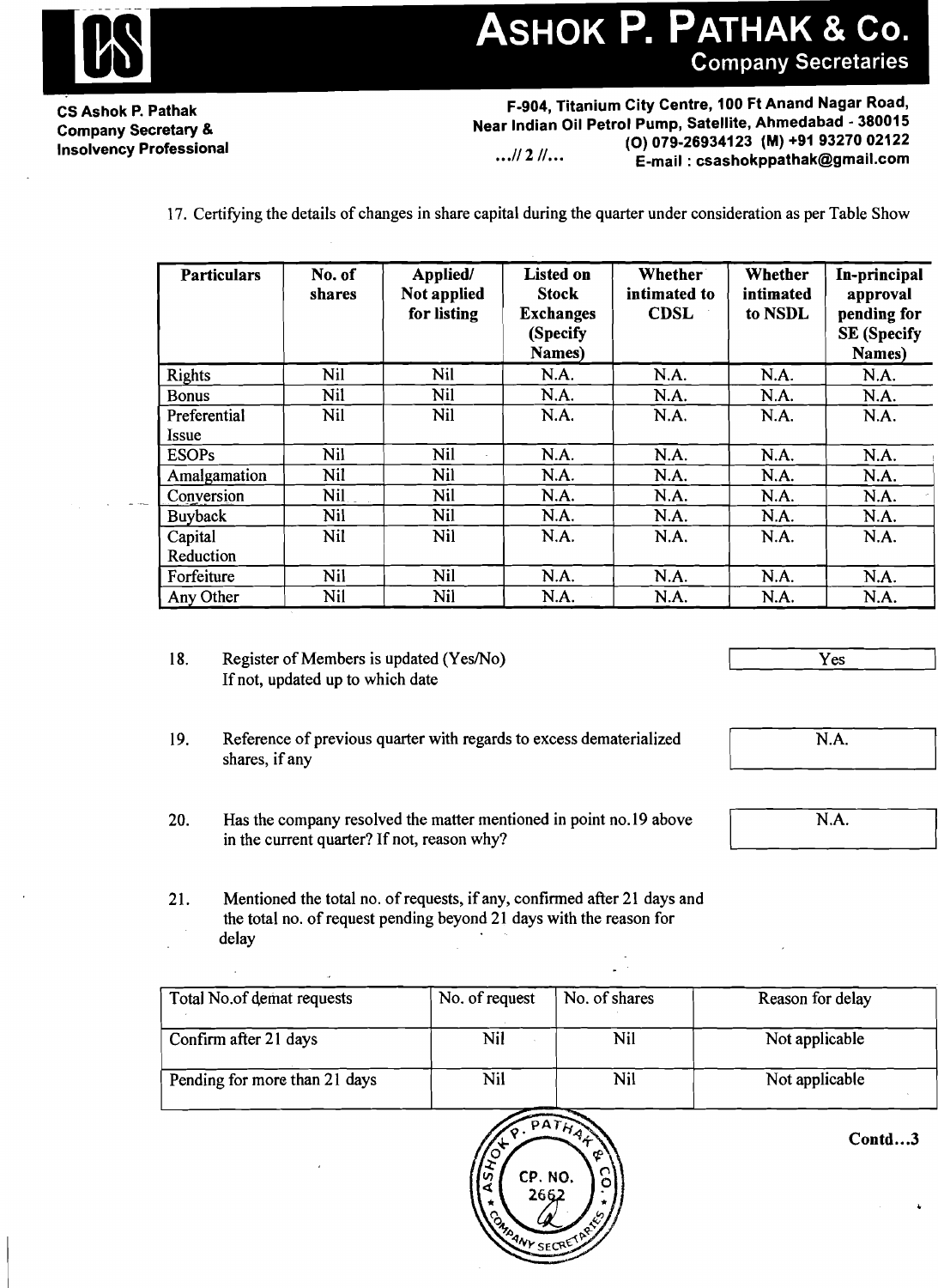# ASHOK P. PATHAK & Co.
Company Secretaries

**CS Ashok P. Pathak**
**Company Secretary &**
**Insolvency Professional**

**F-904, Titanium City Centre, 100 Ft Anand Nagar Road,**
**Near Indian Oil Petrol Pump, Satellite, Ahmedabad - 380015**
**(O) 079-26934123 (M) +91 93270 02122**
**E-mail : csashokppathak@gmail.com**

...// 2 //...

17. Certifying the details of changes in share capital during the quarter under consideration as per Table Show

| Particulars | No. of shares | Applied/ Not applied for listing | Listed on Stock Exchanges (Specify Names) | Whether intimated to CDSL | Whether intimated to NSDL | In-principal approval pending for SE (Specify Names) |
|---|---|---|---|---|---|---|
| Rights | Nil | Nil | N.A. | N.A. | N.A. | N.A. |
| Bonus | Nil | Nil | N.A. | N.A. | N.A. | N.A. |
| Preferential Issue | Nil | Nil | N.A. | N.A. | N.A. | N.A. |
| ESOPs | Nil | Nil | N.A. | N.A. | N.A. | N.A. |
| Amalgamation | Nil | Nil | N.A. | N.A. | N.A. | N.A. |
| Conversion | Nil | Nil | N.A. | N.A. | N.A. | N.A. |
| Buyback | Nil | Nil | N.A. | N.A. | N.A. | N.A. |
| Capital Reduction | Nil | Nil | N.A. | N.A. | N.A. | N.A. |
| Forfeiture | Nil | Nil | N.A. | N.A. | N.A. | N.A. |
| Any Other | Nil | Nil | N.A. | N.A. | N.A. | N.A. |

18. Register of Members is updated (Yes/No) If not, updated up to which date — **Yes**

19. Reference of previous quarter with regards to excess dematerialized shares, if any — **N.A.**

20. Has the company resolved the matter mentioned in point no.19 above in the current quarter? If not, reason why? — **N.A.**

21. Mentioned the total no. of requests, if any, confirmed after 21 days and the total no. of request pending beyond 21 days with the reason for delay

| Total No.of demat requests | No. of request | No. of shares | Reason for delay |
|---|---|---|---|
| Confirm after 21 days | Nil | Nil | Not applicable |
| Pending for more than 21 days | Nil | Nil | Not applicable |

ASHOK P. PATHAK & CO. COMPANY SECRETARIES CP. NO. 2662

**Contd...3**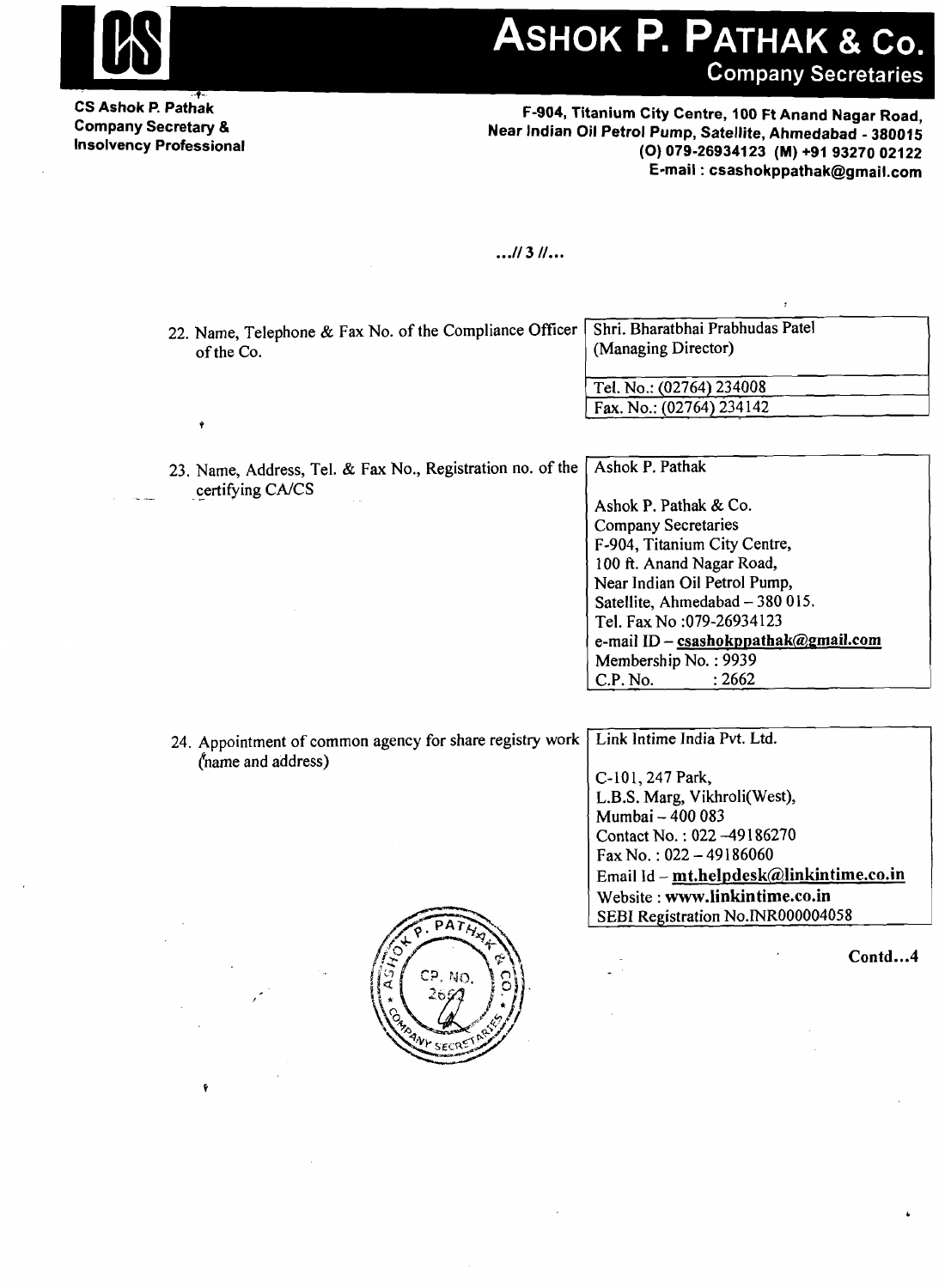# ASHOK P. PATHAK & Co.
**Company Secretaries**

**CS Ashok P. Pathak**
**Company Secretary &**
**Insolvency Professional**

**F-904, Titanium City Centre, 100 Ft Anand Nagar Road,**
**Near Indian Oil Petrol Pump, Satellite, Ahmedabad - 380015**
**(O) 079-26934123 (M) +91 93270 02122**
**E-mail : csashokppathak@gmail.com**

**...// 3 //...**

| | |
|---|---|
| 22. Name, Telephone & Fax No. of the Compliance Officer of the Co. | Shri. Bharatbhai Prabhudas Patel (Managing Director)<br><br>Tel. No.: (02764) 234008<br>Fax. No.: (02764) 234142 |
| 23. Name, Address, Tel. & Fax No., Registration no. of the certifying CA/CS | Ashok P. Pathak<br><br>Ashok P. Pathak & Co.<br>Company Secretaries<br>F-904, Titanium City Centre,<br>100 ft. Anand Nagar Road,<br>Near Indian Oil Petrol Pump,<br>Satellite, Ahmedabad – 380 015.<br>Tel. Fax No :079-26934123<br>e-mail ID – **csashokppathak@gmail.com**<br>Membership No. : 9939<br>C.P. No. : 2662 |
| 24. Appointment of common agency for share registry work (name and address) | Link Intime India Pvt. Ltd.<br><br>C-101, 247 Park,<br>L.B.S. Marg, Vikhroli(West),<br>Mumbai – 400 083<br>Contact No. : 022 –49186270<br>Fax No. : 022 – 49186060<br>Email Id – **mt.helpdesk@linkintime.co.in**<br>Website : **www.linkintime.co.in**<br>SEBI Registration No.INR000004058 |

**Contd...4**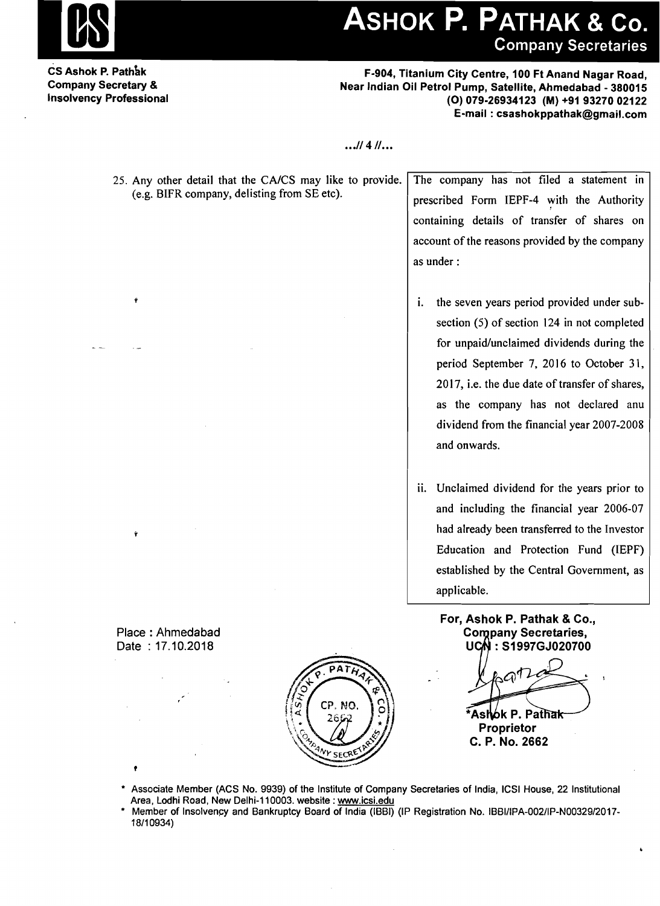# ASHOK P. PATHAK & Co.

**Company Secretaries**

**CS Ashok P. Pathak**
**Company Secretary &**
**Insolvency Professional**

**F-904, Titanium City Centre, 100 Ft Anand Nagar Road,**
**Near Indian Oil Petrol Pump, Satellite, Ahmedabad - 380015**
**(O) 079-26934123 (M) +91 93270 02122**
**E-mail : csashokppathak@gmail.com**

...// 4 //...

| | |
|---|---|
| 25. Any other detail that the CA/CS may like to provide. (e.g. BIFR company, delisting from SE etc). | The company has not filed a statement in prescribed Form IEPF-4 with the Authority containing details of transfer of shares on account of the reasons provided by the company as under :<br><br>i. the seven years period provided under sub-section (5) of section 124 in not completed for unpaid/unclaimed dividends during the period September 7, 2016 to October 31, 2017, i.e. the due date of transfer of shares, as the company has not declared anu dividend from the financial year 2007-2008 and onwards.<br><br>ii. Unclaimed dividend for the years prior to and including the financial year 2006-07 had already been transferred to the Investor Education and Protection Fund (IEPF) established by the Central Government, as applicable. |

Place : Ahmedabad
Date : 17.10.2018

**For, Ashok P. Pathak & Co.,**
**Company Secretaries,**
**UCN : S1997GJ020700**

**\*Ashok P. Pathak**
**Proprietor**
**C. P. No. 2662**

\* Associate Member (ACS No. 9939) of the Institute of Company Secretaries of India, ICSI House, 22 Institutional Area, Lodhi Road, New Delhi-110003. website : www.icsi.edu

\* Member of Insolvency and Bankruptcy Board of India (IBBI) (IP Registration No. IBBI/IPA-002/IP-N00329/2017-18/10934)